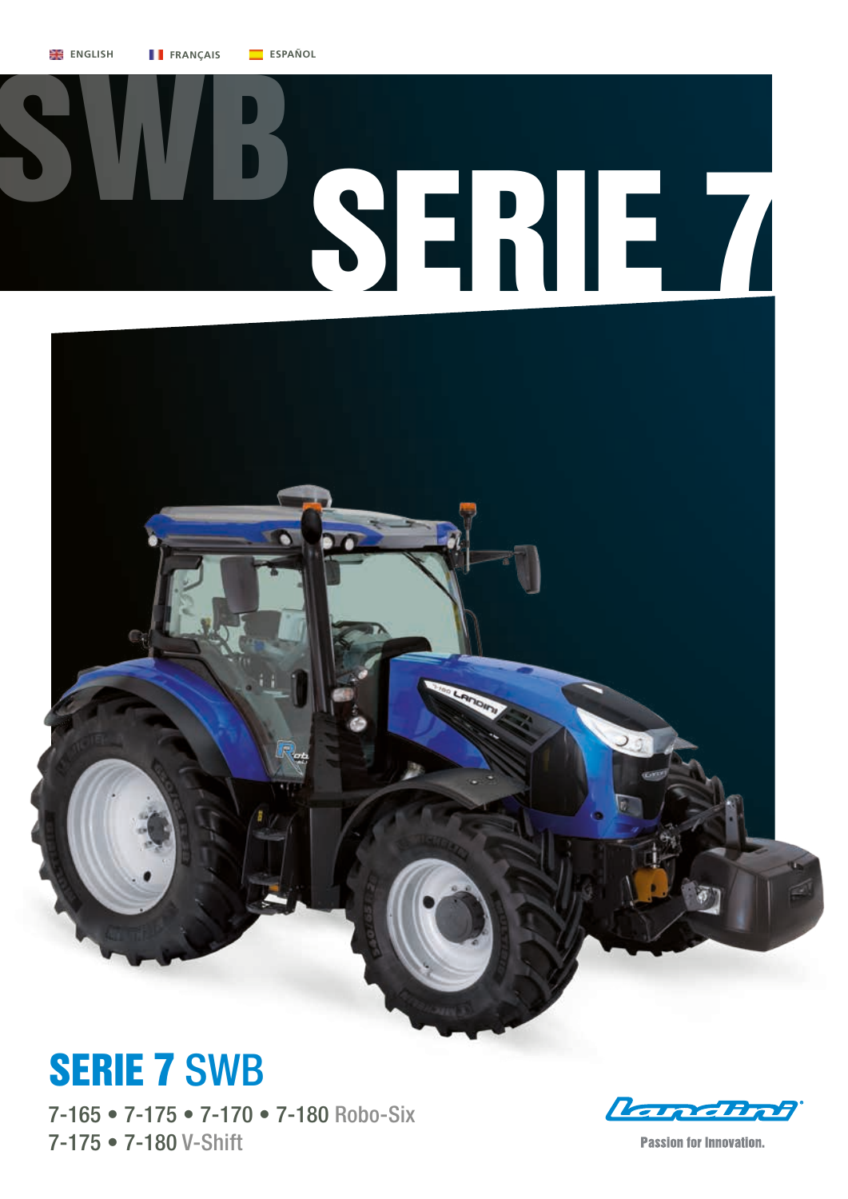ENGLISH FRANÇAIS ESPAÑOL

# SWB SERIE 7

## SERIE 7 SWB

7-165 • 7-175 • 7-170 • 7-180 Robo-Six

7-175 • 7-180 V-Shift

Landini

Passion for Innovation.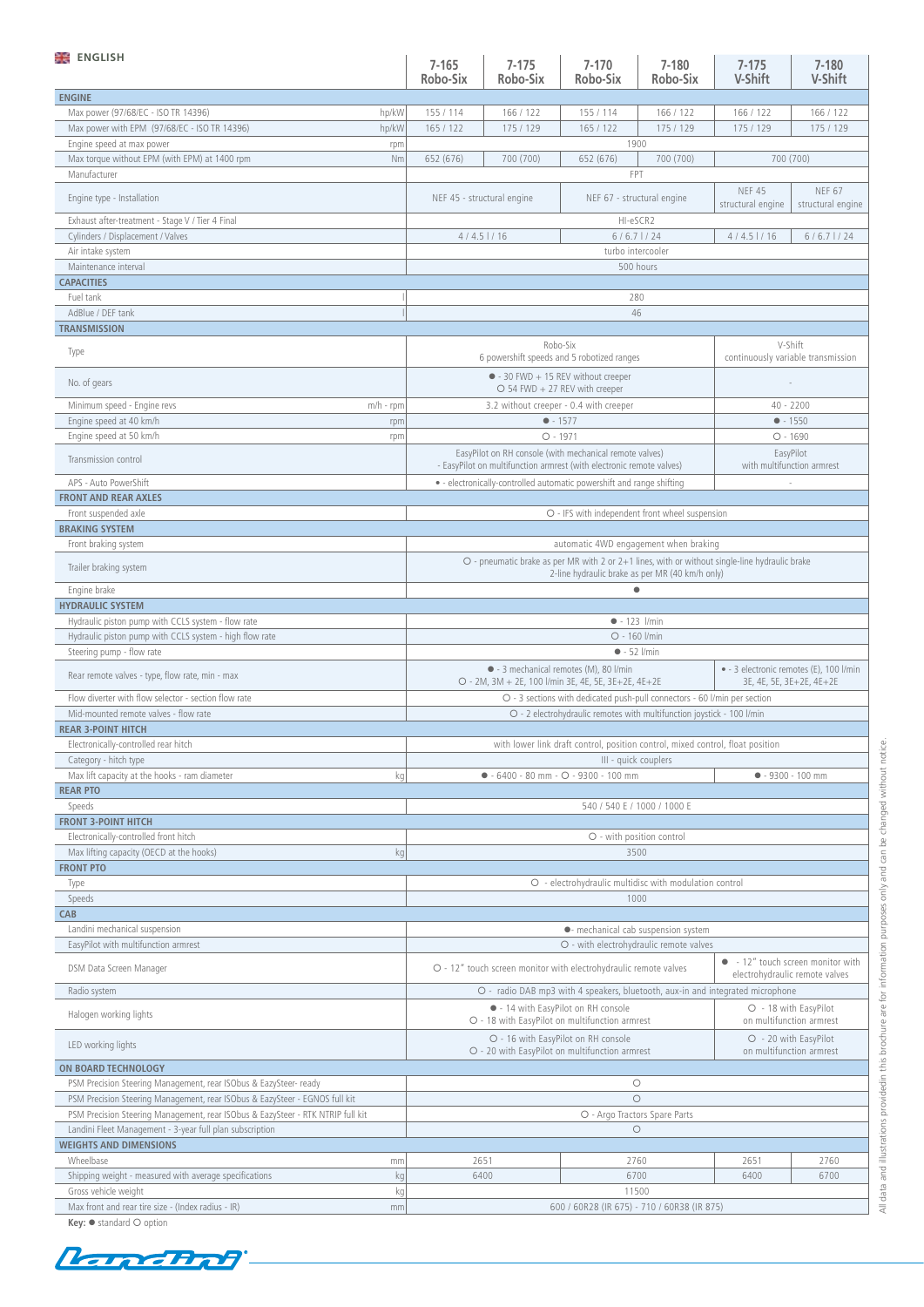ENGLISH

| | | 7-165 Robo-Six | 7-175 Robo-Six | 7-170 Robo-Six | 7-180 Robo-Six | 7-175 V-Shift | 7-180 V-Shift |
|---|---|---|---|---|---|---|---|
| **ENGINE** | | | | | | | |
| Max power (97/68/EC - ISO TR 14396) | hp/kW | 155 / 114 | 166 / 122 | 155 / 114 | 166 / 122 | 166 / 122 | 166 / 122 |
| Max power with EPM (97/68/EC - ISO TR 14396) | hp/kW | 165 / 122 | 175 / 129 | 165 / 122 | 175 / 129 | 175 / 129 | 175 / 129 |
| Engine speed at max power | rpm | 1900 | | | | | |
| Max torque without EPM (with EPM) at 1400 rpm | Nm | 652 (676) | 700 (700) | 652 (676) | 700 (700) | 700 (700) | |
| Manufacturer | | FPT | | | | | |
| Engine type - Installation | | NEF 45 - structural engine | | NEF 67 - structural engine | | NEF 45 structural engine | NEF 67 structural engine |
| Exhaust after-treatment - Stage V / Tier 4 Final | | HI-eSCR2 | | | | | |
| Cylinders / Displacement / Valves | | 4 / 4.5 l / 16 | | 6 / 6.7 l / 24 | | 4 / 4.5 l / 16 | 6 / 6.7 l / 24 |
| Air intake system | | turbo intercooler | | | | | |
| Maintenance interval | | 500 hours | | | | | |
| **CAPACITIES** | | | | | | | |
| Fuel tank | l | 280 | | | | | |
| AdBlue / DEF tank | l | 46 | | | | | |
| **TRANSMISSION** | | | | | | | |
| Type | | Robo-Six 6 powershift speeds and 5 robotized ranges | | | | V-Shift continuously variable transmission | |
| No. of gears | | ● - 30 FWD + 15 REV without creeper ○ 54 FWD + 27 REV with creeper | | | | - | |
| Minimum speed - Engine revs | m/h - rpm | 3.2 without creeper - 0.4 with creeper | | | | 40 - 2200 | |
| Engine speed at 40 km/h | rpm | ● - 1577 | | | | ● - 1550 | |
| Engine speed at 50 km/h | rpm | ○ - 1971 | | | | ○ - 1690 | |
| Transmission control | | EasyPilot on RH console (with mechanical remote valves) - EasyPilot on multifunction armrest (with electronic remote valves) | | | | EasyPilot with multifunction armrest | |
| APS - Auto PowerShift | | ● - electronically-controlled automatic powershift and range shifting | | | | - | |
| **FRONT AND REAR AXLES** | | | | | | | |
| Front suspended axle | | ○ - IFS with independent front wheel suspension | | | | | |
| **BRAKING SYSTEM** | | | | | | | |
| Front braking system | | automatic 4WD engagement when braking | | | | | |
| Trailer braking system | | ○ - pneumatic brake as per MR with 2 or 2+1 lines, with or without single-line hydraulic brake 2-line hydraulic brake as per MR (40 km/h only) | | | | | |
| Engine brake | | ● | | | | | |
| **HYDRAULIC SYSTEM** | | | | | | | |
| Hydraulic piston pump with CCLS system - flow rate | | ● - 123 l/min | | | | | |
| Hydraulic piston pump with CCLS system - high flow rate | | ○ - 160 l/min | | | | | |
| Steering pump - flow rate | | ● - 52 l/min | | | | | |
| Rear remote valves - type, flow rate, min - max | | ● - 3 mechanical remotes (M), 80 l/min ○ - 2M, 3M + 2E, 100 l/min 3E, 4E, 5E, 3E+2E, 4E+2E | | | | ● - 3 electronic remotes (E), 100 l/min 3E, 4E, 5E, 3E+2E, 4E+2E | |
| Flow diverter with flow selector - section flow rate | | ○ - 3 sections with dedicated push-pull connectors - 60 l/min per section | | | | | |
| Mid-mounted remote valves - flow rate | | ○ - 2 electrohydraulic remotes with multifunction joystick - 100 l/min | | | | | |
| **REAR 3-POINT HITCH** | | | | | | | |
| Electronically-controlled rear hitch | | with lower link draft control, position control, mixed control, float position | | | | | |
| Category - hitch type | | III - quick couplers | | | | | |
| Max lift capacity at the hooks - ram diameter | kg | ● - 6400 - 80 mm - ○ - 9300 - 100 mm | | | | ● - 9300 - 100 mm | |
| **REAR PTO** | | | | | | | |
| Speeds | | 540 / 540 E / 1000 / 1000 E | | | | | |
| **FRONT 3-POINT HITCH** | | | | | | | |
| Electronically-controlled front hitch | | ○ - with position control | | | | | |
| Max lifting capacity (OECD at the hooks) | kg | 3500 | | | | | |
| **FRONT PTO** | | | | | | | |
| Type | | ○ - electrohydraulic multidisc with modulation control | | | | | |
| Speeds | | 1000 | | | | | |
| **CAB** | | | | | | | |
| Landini mechanical suspension | | ●- mechanical cab suspension system | | | | | |
| EasyPilot with multifunction armrest | | ○ - with electrohydraulic remote valves | | | | | |
| DSM Data Screen Manager | | ○ - 12" touch screen monitor with electrohydraulic remote valves | | | | ● - 12" touch screen monitor with electrohydraulic remote valves | |
| Radio system | | ○ - radio DAB mp3 with 4 speakers, bluetooth, aux-in and integrated microphone | | | | | |
| Halogen working lights | | ● - 14 with EasyPilot on RH console ○ - 18 with EasyPilot on multifunction armrest | | | | ○ - 18 with EasyPilot on multifunction armrest | |
| LED working lights | | ○ - 16 with EasyPilot on RH console ○ - 20 with EasyPilot on multifunction armrest | | | | ○ - 20 with EasyPilot on multifunction armrest | |
| **ON BOARD TECHNOLOGY** | | | | | | | |
| PSM Precision Steering Management, rear ISObus & EazySteer- ready | | ○ | | | | | |
| PSM Precision Steering Management, rear ISObus & EazySteer - EGNOS full kit | | ○ | | | | | |
| PSM Precision Steering Management, rear ISObus & EazySteer - RTK NTRIP full kit | | ○ - Argo Tractors Spare Parts | | | | | |
| Landini Fleet Management - 3-year full plan subscription | | ○ | | | | | |
| **WEIGHTS AND DIMENSIONS** | | | | | | | |
| Wheelbase | mm | 2651 | | 2760 | | 2651 | 2760 |
| Shipping weight - measured with average specifications | kg | 6400 | | 6700 | | 6400 | 6700 |
| Gross vehicle weight | kg | 11500 | | | | | |
| Max front and rear tire size - (Index radius - IR) | mm | 600 / 60R28 (IR 675) - 710 / 60R38 (IR 875) | | | | | |

**Key:** ● standard ○ option

All data and illustrations providedin this brochure are for information purposes only and can be changed without notice.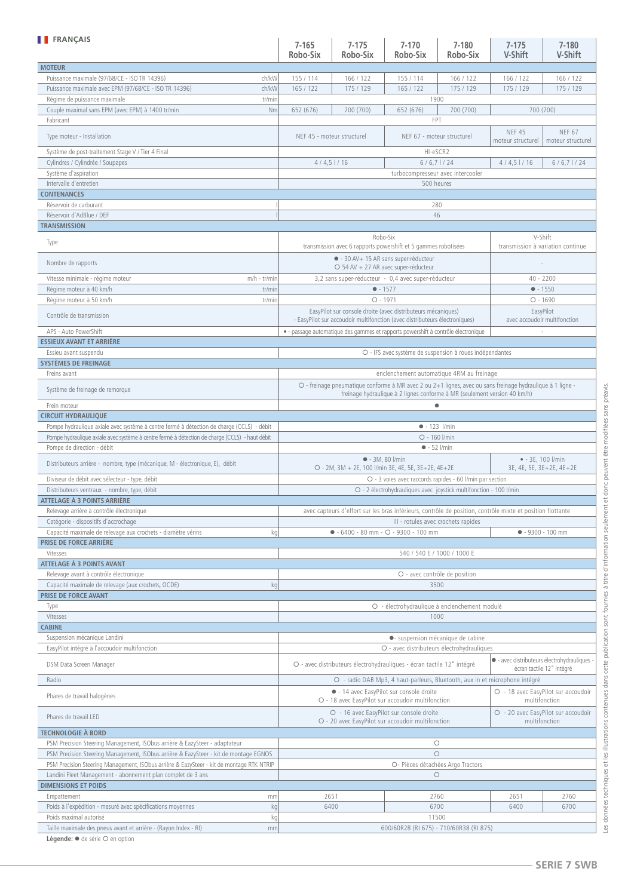## FRANÇAIS

| | | 7-165 Robo-Six | 7-175 Robo-Six | 7-170 Robo-Six | 7-180 Robo-Six | 7-175 V-Shift | 7-180 V-Shift |
|---|---|---|---|---|---|---|---|
| **MOTEUR** | | | | | | | |
| Puissance maximale (97/68/CE - ISO TR 14396) | ch/kW | 155 / 114 | 166 / 122 | 155 / 114 | 166 / 122 | 166 / 122 | 166 / 122 |
| Puissance maximale avec EPM (97/68/CE - ISO TR 14396) | ch/kW | 165 / 122 | 175 / 129 | 165 / 122 | 175 / 129 | 175 / 129 | 175 / 129 |
| Régime de puissance maximale | tr/min | 1900 | | | | | |
| Couple maximal sans EPM (avec EPM) à 1400 tr/min | Nm | 652 (676) | 700 (700) | 652 (676) | 700 (700) | 700 (700) | |
| Fabricant | | FPT | | | | | |
| Type moteur - Installation | | NEF 45 - moteur structurel | | NEF 67 - moteur structurel | | NEF 45 moteur structurel | NEF 67 moteur structurel |
| Système de post-traitement Stage V / Tier 4 Final | | HI-eSCR2 | | | | | |
| Cylindres / Cylindrée / Soupapes | | 4 / 4,5 l / 16 | | 6 / 6,7 l / 24 | | 4 / 4,5 l / 16 | 6 / 6,7 l / 24 |
| Système d'aspiration | | turbocompresseur avec intercooler | | | | | |
| Intervalle d'entretien | | 500 heures | | | | | |
| **CONTENANCES** | | | | | | | |
| Réservoir de carburant | l | 280 | | | | | |
| Réservoir d'AdBlue / DEF | l | 46 | | | | | |
| **TRANSMISSION** | | | | | | | |
| Type | | Robo-Six transmission avec 6 rapports powershift et 5 gammes robotisées | | | | V-Shift transmission à variation continue | |
| Nombre de rapports | | ● - 30 AV+ 15 AR sans super-réducteur ○ 54 AV + 27 AR avec super-réducteur | | | | - | |
| Vitesse minimale - régime moteur | m/h - tr/min | 3,2 sans super-réducteur - 0,4 avec super-réducteur | | | | 40 - 2200 | |
| Régime moteur à 40 km/h | tr/min | ● - 1577 | | | | ● - 1550 | |
| Régime moteur à 50 km/h | tr/min | ○ - 1971 | | | | ○ - 1690 | |
| Contrôle de transmission | | EasyPilot sur console droite (avec distributeurs mécaniques) - EasyPilot sur accoudoir multifonction (avec distributeurs électroniques) | | | | EasyPilot avec accoudoir multifonction | |
| APS - Auto PowerShift | | ● - passage automatique des gammes et rapports powershift à contrôle électronique | | | | - | |
| **ESSIEUX AVANT ET ARRIÈRE** | | | | | | | |
| Essieu avant suspendu | | ○ - IFS avec système de suspension à roues indépendantes | | | | | |
| **SYSTÈMES DE FREINAGE** | | | | | | | |
| Freins avant | | enclenchement automatique 4RM au freinage | | | | | |
| Système de freinage de remorque | | ○ - freinage pneumatique conforme à MR avec 2 ou 2+1 lignes, avec ou sans freinage hydraulique à 1 ligne - freinage hydraulique à 2 lignes conforme à MR (seulement version 40 km/h) | | | | | |
| Frein moteur | | ● | | | | | |
| **CIRCUIT HYDRAULIQUE** | | | | | | | |
| Pompe hydraulique axiale avec système à centre fermé à détection de charge (CCLS) - débit | | ● - 123 l/min | | | | | |
| Pompe hydraulique axiale avec système à centre fermé à détection de charge (CCLS) - haut débit | | ○ - 160 l/min | | | | | |
| Pompe de direction - débit | | ● - 52 l/min | | | | | |
| Distributeurs arrière - nombre, type (mécanique, M - électronique, E), débit | | ● - 3M, 80 l/min ○ - 2M, 3M + 2E, 100 l/min 3E, 4E, 5E, 3E+2E, 4E+2E | | | | ● - 3E, 100 l/min 3E, 4E, 5E, 3E+2E, 4E+2E | |
| Diviseur de débit avec sélecteur - type, débit | | ○ - 3 voies avec raccords rapides - 60 l/min par section | | | | | |
| Distributeurs ventraux - nombre, type, débit | | ○ - 2 électrohydrauliques avec joystick multifonction - 100 l/min | | | | | |
| **ATTELAGE À 3 POINTS ARRIÈRE** | | | | | | | |
| Relevage arrière à contrôle électronique | | avec capteurs d'effort sur les bras inférieurs, contrôle de position, contrôle mixte et position flottante | | | | | |
| Catégorie - dispositifs d'accrochage | | III - rotules avec crochets rapides | | | | | |
| Capacité maximale de relevage aux crochets - diamètre vérins | kg | ● - 6400 - 80 mm - ○ - 9300 - 100 mm | | | | ● - 9300 - 100 mm | |
| **PRISE DE FORCE ARRIÈRE** | | | | | | | |
| Vitesses | | 540 / 540 E / 1000 / 1000 E | | | | | |
| **ATTELAGE À 3 POINTS AVANT** | | | | | | | |
| Relevage avant à contrôle électronique | | ○ - avec contrôle de position | | | | | |
| Capacité maximale de relevage (aux crochets, OCDE) | kg | 3500 | | | | | |
| **PRISE DE FORCE AVANT** | | | | | | | |
| Type | | ○ - électrohydraulique à enclenchement modulé | | | | | |
| Vitesses | | 1000 | | | | | |
| **CABINE** | | | | | | | |
| Suspension mécanique Landini | | ●- suspension mécanique de cabine | | | | | |
| EasyPilot intégré à l'accoudoir multifonction | | ○ - avec distributeurs électrohydrauliques | | | | | |
| DSM Data Screen Manager | | ○ - avec distributeurs électrohydrauliques - écran tactile 12" intégré | | | | ● - avec distributeurs électrohydrauliques - écran tactile 12" intégré | |
| Radio | | ○ - radio DAB Mp3, 4 haut-parleurs, Bluetooth, aux in et microphone intégré | | | | | |
| Phares de travail halogènes | | ● - 14 avec EasyPilot sur console droite ○ - 18 avec EasyPilot sur accoudoir multifonction | | | | ○ - 18 avec EasyPilot sur accoudoir multifonction | |
| Phares de travail LED | | ○ - 16 avec EasyPilot sur console droite ○ - 20 avec EasyPilot sur accoudoir multifonction | | | | ○ - 20 avec EasyPilot sur accoudoir multifonction | |
| **TECHNOLOGIE À BORD** | | | | | | | |
| PSM Precision Steering Management, ISObus arrière & EazySteer - adaptateur | | ○ | | | | | |
| PSM Precision Steering Management, ISObus arrière & EazySteer - kit de montage EGNOS | | ○ | | | | | |
| PSM Precision Steering Management, ISObus arrière & EazySteer - kit de montage RTK NTRIP | | ○- Pièces détachées Argo Tractors | | | | | |
| Landini Fleet Management - abonnement plan complet de 3 ans | | ○ | | | | | |
| **DIMENSIONS ET POIDS** | | | | | | | |
| Empattement | mm | 2651 | | 2760 | | 2651 | 2760 |
| Poids à l'expédition - mesuré avec spécifications moyennes | kg | 6400 | | 6700 | | 6400 | 6700 |
| Poids maximal autorisé | kg | 11500 | | | | | |
| Taille maximale des pneus avant et arrière - (Rayon Index - RI) | mm | 600/60R28 (RI 675) - 710/60R38 (RI 875) | | | | | |

**Légende:** ● de série ○ en option

Les données techniques et les illustrations contenues dans cette publication sont fournies à titre d'information seulement et donc peuvent être modifiées sans préavis.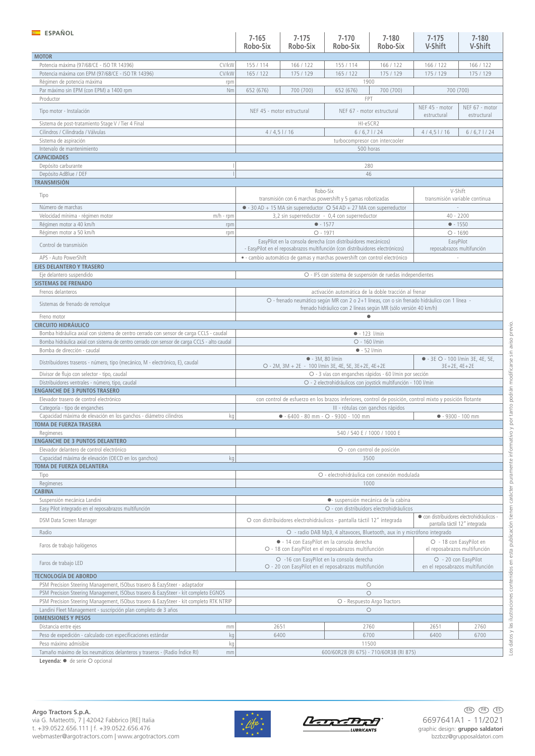ESPAÑOL

| | | 7-165 Robo-Six | 7-175 Robo-Six | 7-170 Robo-Six | 7-180 Robo-Six | 7-175 V-Shift | 7-180 V-Shift |
|---|---|---|---|---|---|---|---|
| **MOTOR** | | | | | | | |
| Potencia máxima (97/68/CE - ISO TR 14396) | CV/kW | 155 / 114 | 166 / 122 | 155 / 114 | 166 / 122 | 166 / 122 | 166 / 122 |
| Potencia máxima con EPM (97/68/CE - ISO TR 14396) | CV/kW | 165 / 122 | 175 / 129 | 165 / 122 | 175 / 129 | 175 / 129 | 175 / 129 |
| Régimen de potencia máxima | rpm | 1900 | | | | | |
| Par máximo sin EPM (con EPM) a 1400 rpm | Nm | 652 (676) | 700 (700) | 652 (676) | 700 (700) | 700 (700) | |
| Productor | | FPT | | | | | |
| Tipo motor - Instalación | | NEF 45 - motor estructural | | NEF 67 - motor estructural | | NEF 45 - motor estructural | NEF 67 - motor estructural |
| Sistema de post-tratamiento Stage V / Tier 4 Final | | HI-eSCR2 | | | | | |
| Cilindros / Cilindrada / Válvulas | | 4 / 4,5 l / 16 | | 6 / 6,7 l / 24 | | 4 / 4,5 l / 16 | 6 / 6,7 l / 24 |
| Sistema de aspiración | | turbocompresor con intercooler | | | | | |
| Intervalo de mantenimiento | | 500 horas | | | | | |
| **CAPACIDADES** | | | | | | | |
| Depósito carburante | l | 280 | | | | | |
| Depósito AdBlue / DEF | l | 46 | | | | | |
| **TRANSMISIÓN** | | | | | | | |
| Tipo | | Robo-Six transmisión con 6 marchas powershift y 5 gamas robotizadas | | | | V-Shift transmisión variable continua | |
| Número de marchas | | ● - 30 AD + 15 MA sin superreductor ○ 54 AD + 27 MA con superreductor | | | | - | |
| Velocidad mínima - régimen motor | m/h - rpm | 3,2 sin superreductor - 0,4 con superreductor | | | | 40 - 2200 | |
| Régimen motor a 40 km/h | rpm | ● - 1577 | | | | ● - 1550 | |
| Régimen motor a 50 km/h | rpm | ○ - 1971 | | | | ○ - 1690 | |
| Control de transmisión | | EasyPilot en la consola derecha (con distribuidores mecánicos) - EasyPilot en el reposabrazos multifunción (con distribuidores electrónicos) | | | | EasyPilot reposabrazos multifunción | |
| APS - Auto PowerShift | | ● - cambio automático de gamas y marchas powershift con control electrónico | | | | - | |
| **EJES DELANTERO Y TRASERO** | | | | | | | |
| Eje delantero suspendido | | ○ - IFS con sistema de suspensión de ruedas independientes | | | | | |
| **SISTEMAS DE FRENADO** | | | | | | | |
| Frenos delanteros | | activación automática de la doble tracción al frenar | | | | | |
| Sistemas de frenado de remolque | | ○ - frenado neumático según MR con 2 o 2+1 líneas, con o sin frenado hidráulico con 1 línea - frenado hidráulico con 2 líneas según MR (sólo versión 40 km/h) | | | | | |
| Freno motor | | ● | | | | | |
| **CIRCUITO HIDRÁULICO** | | | | | | | |
| Bomba hidráulica axial con sistema de centro cerrado con sensor de carga CCLS - caudal | | ● - 123 l/min | | | | | |
| Bomba hidráulica axial con sistema de centro cerrado con sensor de carga CCLS - alto caudal | | ○ - 160 l/min | | | | | |
| Bomba de dirección - caudal | | ● - 52 l/min | | | | | |
| Distribuidores traseros - número, tipo (mecánico, M - electrónico, E), caudal | | ● - 3M, 80 l/min ○ - 2M, 3M + 2E - 100 l/min 3E, 4E, 5E, 3E+2E, 4E+2E | | | | ● - 3E ○ - 100 l/min 3E, 4E, 5E, 3E+2E, 4E+2E | |
| Divisor de flujo con selector - tipo, caudal | | ○ - 3 vías con enganches rápidos - 60 l/min por sección | | | | | |
| Distribuidores ventrales - número, tipo, caudal | | ○ - 2 electrohidráulicos con joystick multifunción - 100 l/min | | | | | |
| **ENGANCHE DE 3 PUNTOS TRASERO** | | | | | | | |
| Elevador trasero de control electrónico | | con control de esfuerzo en los brazos inferiores, control de posición, control mixto y posición flotante | | | | | |
| Categoría - tipo de enganches | | III - rótulas con ganchos rápidos | | | | | |
| Capacidad máxima de elevación en los ganchos - diámetro cilindros | kg | ● - 6400 - 80 mm - ○ - 9300 - 100 mm | | | | ● - 9300 - 100 mm | |
| **TOMA DE FUERZA TRASERA** | | | | | | | |
| Regímenes | | 540 / 540 E / 1000 / 1000 E | | | | | |
| **ENGANCHE DE 3 PUNTOS DELANTERO** | | | | | | | |
| Elevador delantero de control electrónico | | ○ - con control de posición | | | | | |
| Capacidad máxima de elevación (OECD en los ganchos) | kg | 3500 | | | | | |
| **TOMA DE FUERZA DELANTERA** | | | | | | | |
| Tipo | | ○ - electrohidráulica con conexión modulada | | | | | |
| Regímenes | | 1000 | | | | | |
| **CABINA** | | | | | | | |
| Suspensión mecánica Landini | | ●- suspensión mecánica de la cabina | | | | | |
| Easy Pilot integrado en el reposabrazos multifunción | | ○ - con distribuidores electrohidráulicos | | | | | |
| DSM Data Screen Manager | | ○ con distribuidores electrohidráulicos - pantalla táctil 12" integrada | | | | ● con distribuidores electrohidráulicos - pantalla táctil 12" integrada | |
| Radio | | ○ - radio DAB Mp3, 4 altavoces, Bluetooth, aux in y micrófono integrado | | | | | |
| Faros de trabajo halógenos | | ● - 14 con EasyPilot en la consola derecha ○ - 18 con EasyPilot en el reposabrazos multifunción | | | | ○ - 18 con EasyPilot en el reposabrazos multifunción | |
| Faros de trabajo LED | | ○ -16 con EasyPilot en la consola derecha ○ - 20 con EasyPilot en el reposabrazos multifunción | | | | ○ - 20 con EasyPilot en el reposabrazos multifunción | |
| **TECNOLOGÍA DE ABORDO** | | | | | | | |
| PSM Precision Steering Management, ISObus trasero & EazySteer - adaptador | | ○ | | | | | |
| PSM Precision Steering Management, ISObus trasero & EazySteer - kit completo EGNOS | | ○ | | | | | |
| PSM Precision Steering Management, ISObus trasero & EazySteer - kit completo RTK NTRIP | | ○ - Respuesto Argo Tractors | | | | | |
| Landini Fleet Management - suscripción plan completo de 3 años | | ○ | | | | | |
| **DIMENSIONES Y PESOS** | | | | | | | |
| Distancia entre ejes | mm | 2651 | | 2760 | | 2651 | 2760 |
| Peso de expedición - calculado con especificaciones estándar | kg | 6400 | | 6700 | | 6400 | 6700 |
| Peso máximo admisible | kg | 11500 | | | | | |
| Tamaño máximo de los neumáticos delanteros y traseros - (Radio Índice RI) | mm | 600/60R28 (RI 675) - 710/60R38 (RI 875) | | | | | |

**Leyenda:** ● de serie ○ opcional

Los datos y las ilustraciones contenidos en esta publicación tienen carácter puramente informativo y por tanto podrán modificarse sin aviso previo.

**Argo Tractors S.p.A.**
via G. Matteotti, 7 | 42042 Fabbrico [RE] Italia
t. +39.0522.656.111 | f. +39.0522.656.476
webmaster@argotractors.com | www.argotractors.com

Landini LUBRICANTS

EN FR ES
6697641A1 - 11/2021
graphic design: **gruppo saldatori**
bzzbzz@grupposaldatori.com